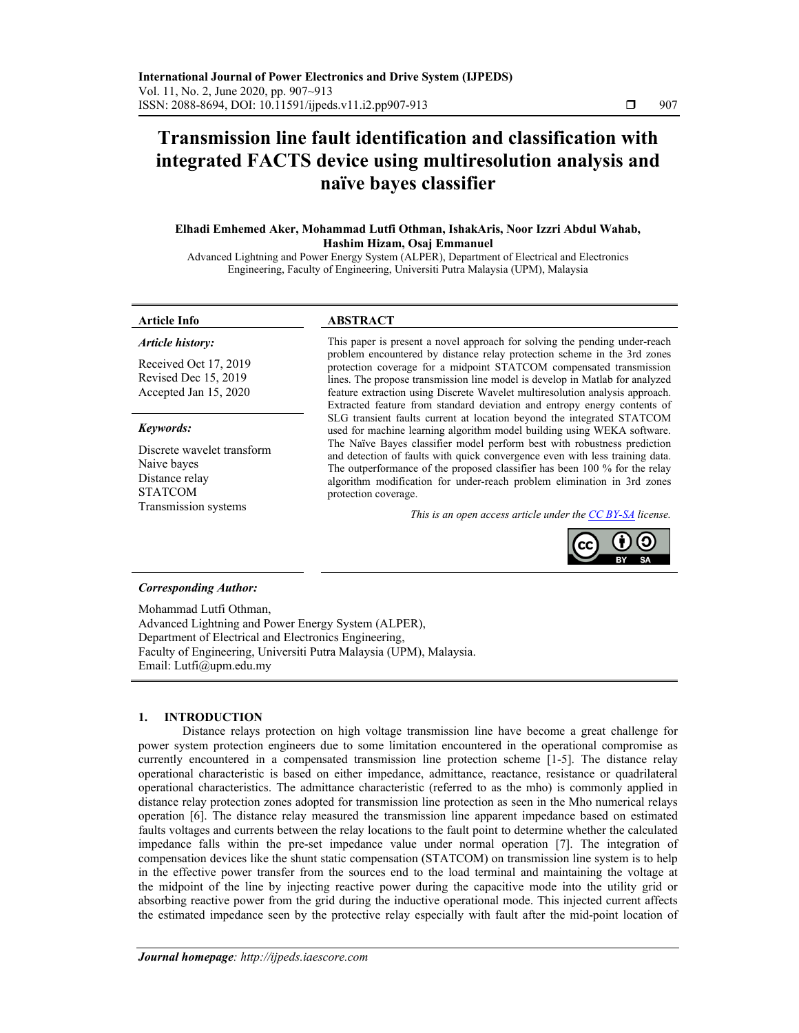# Transmission line fault identification and classification with integrated FACTS device using multiresolution analysis and naïve bayes classifier

**Elhadi Emhemed Aker, Mohammad Lutfi Othman, IshakAris, Noor Izzri Abdul Wahab, Hashim Hizam, Osaj Emmanuel**

Advanced Lightning and Power Energy System (ALPER), Department of Electrical and Electronics Engineering, Faculty of Engineering, Universiti Putra Malaysia (UPM), Malaysia

**Article Info**

*Article history:*

Received Oct 17, 2019
Revised Dec 15, 2019
Accepted Jan 15, 2020

*Keywords:*

Discrete wavelet transform
Naive bayes
Distance relay
STATCOM
Transmission systems

**ABSTRACT**

This paper is present a novel approach for solving the pending under-reach problem encountered by distance relay protection scheme in the 3rd zones protection coverage for a midpoint STATCOM compensated transmission lines. The propose transmission line model is develop in Matlab for analyzed feature extraction using Discrete Wavelet multiresolution analysis approach. Extracted feature from standard deviation and entropy energy contents of SLG transient faults current at location beyond the integrated STATCOM used for machine learning algorithm model building using WEKA software. The Naïve Bayes classifier model perform best with robustness prediction and detection of faults with quick convergence even with less training data. The outperformance of the proposed classifier has been 100 % for the relay algorithm modification for under-reach problem elimination in 3rd zones protection coverage.

*This is an open access article under the CC BY-SA license.*

***Corresponding Author:***

Mohammad Lutfi Othman,
Advanced Lightning and Power Energy System (ALPER),
Department of Electrical and Electronics Engineering,
Faculty of Engineering, Universiti Putra Malaysia (UPM), Malaysia.
Email: Lutfi@upm.edu.my

## 1. INTRODUCTION

Distance relays protection on high voltage transmission line have become a great challenge for power system protection engineers due to some limitation encountered in the operational compromise as currently encountered in a compensated transmission line protection scheme [1-5]. The distance relay operational characteristic is based on either impedance, admittance, reactance, resistance or quadrilateral operational characteristics. The admittance characteristic (referred to as the mho) is commonly applied in distance relay protection zones adopted for transmission line protection as seen in the Mho numerical relays operation [6]. The distance relay measured the transmission line apparent impedance based on estimated faults voltages and currents between the relay locations to the fault point to determine whether the calculated impedance falls within the pre-set impedance value under normal operation [7]. The integration of compensation devices like the shunt static compensation (STATCOM) on transmission line system is to help in the effective power transfer from the sources end to the load terminal and maintaining the voltage at the midpoint of the line by injecting reactive power during the capacitive mode into the utility grid or absorbing reactive power from the grid during the inductive operational mode. This injected current affects the estimated impedance seen by the protective relay especially with fault after the mid-point location of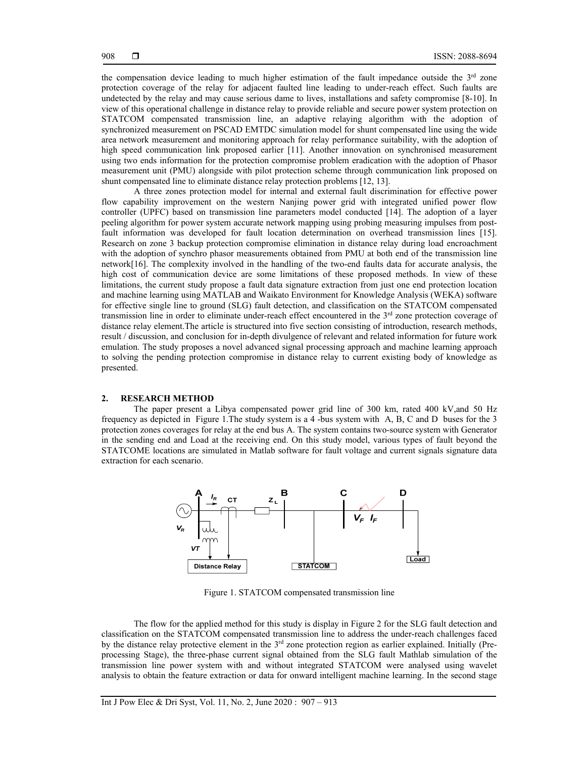the compensation device leading to much higher estimation of the fault impedance outside the 3rd zone protection coverage of the relay for adjacent faulted line leading to under-reach effect. Such faults are undetected by the relay and may cause serious dame to lives, installations and safety compromise [8-10]. In view of this operational challenge in distance relay to provide reliable and secure power system protection on STATCOM compensated transmission line, an adaptive relaying algorithm with the adoption of synchronized measurement on PSCAD EMTDC simulation model for shunt compensated line using the wide area network measurement and monitoring approach for relay performance suitability, with the adoption of high speed communication link proposed earlier [11]. Another innovation on synchronised measurement using two ends information for the protection compromise problem eradication with the adoption of Phasor measurement unit (PMU) alongside with pilot protection scheme through communication link proposed on shunt compensated line to eliminate distance relay protection problems [12, 13].

A three zones protection model for internal and external fault discrimination for effective power flow capability improvement on the western Nanjing power grid with integrated unified power flow controller (UPFC) based on transmission line parameters model conducted [14]. The adoption of a layer peeling algorithm for power system accurate network mapping using probing measuring impulses from post-fault information was developed for fault location determination on overhead transmission lines [15]. Research on zone 3 backup protection compromise elimination in distance relay during load encroachment with the adoption of synchro phasor measurements obtained from PMU at both end of the transmission line network[16]. The complexity involved in the handling of the two-end faults data for accurate analysis, the high cost of communication device are some limitations of these proposed methods. In view of these limitations, the current study propose a fault data signature extraction from just one end protection location and machine learning using MATLAB and Waikato Environment for Knowledge Analysis (WEKA) software for effective single line to ground (SLG) fault detection, and classification on the STATCOM compensated transmission line in order to eliminate under-reach effect encountered in the 3rd zone protection coverage of distance relay element.The article is structured into five section consisting of introduction, research methods, result / discussion, and conclusion for in-depth divulgence of relevant and related information for future work emulation. The study proposes a novel advanced signal processing approach and machine learning approach to solving the pending protection compromise in distance relay to current existing body of knowledge as presented.

## 2. RESEARCH METHOD

The paper present a Libya compensated power grid line of 300 km, rated 400 kV,and 50 Hz frequency as depicted in Figure 1.The study system is a 4 -bus system with A, B, C and D buses for the 3 protection zones coverages for relay at the end bus A. The system contains two-source system with Generator in the sending end and Load at the receiving end. On this study model, various types of fault beyond the STATCOME locations are simulated in Matlab software for fault voltage and current signals signature data extraction for each scenario.

Figure 1. STATCOM compensated transmission line

The flow for the applied method for this study is display in Figure 2 for the SLG fault detection and classification on the STATCOM compensated transmission line to address the under-reach challenges faced by the distance relay protective element in the 3rd zone protection region as earlier explained. Initially (Pre-processing Stage), the three-phase current signal obtained from the SLG fault Mathlab simulation of the transmission line power system with and without integrated STATCOM were analysed using wavelet analysis to obtain the feature extraction or data for onward intelligent machine learning. In the second stage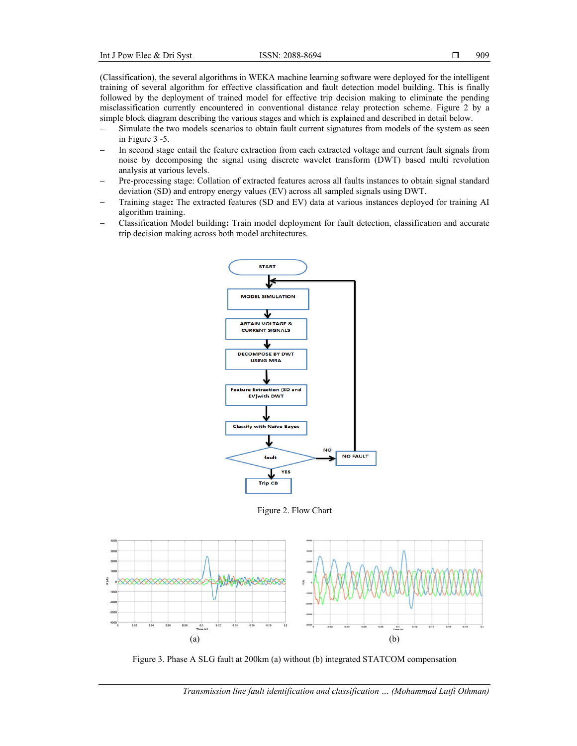(Classification), the several algorithms in WEKA machine learning software were deployed for the intelligent training of several algorithm for effective classification and fault detection model building. This is finally followed by the deployment of trained model for effective trip decision making to eliminate the pending misclassification currently encountered in conventional distance relay protection scheme. Figure 2 by a simple block diagram describing the various stages and which is explained and described in detail below.

- Simulate the two models scenarios to obtain fault current signatures from models of the system as seen in Figure 3 -5.
- In second stage entail the feature extraction from each extracted voltage and current fault signals from noise by decomposing the signal using discrete wavelet transform (DWT) based multi revolution analysis at various levels.
- Pre-processing stage: Collation of extracted features across all faults instances to obtain signal standard deviation (SD) and entropy energy values (EV) across all sampled signals using DWT.
- Training stage**:** The extracted features (SD and EV) data at various instances deployed for training AI algorithm training.
- Classification Model building**:** Train model deployment for fault detection, classification and accurate trip decision making across both model architectures.

Figure 2. Flow Chart

(a) (b)

Figure 3. Phase A SLG fault at 200km (a) without (b) integrated STATCOM compensation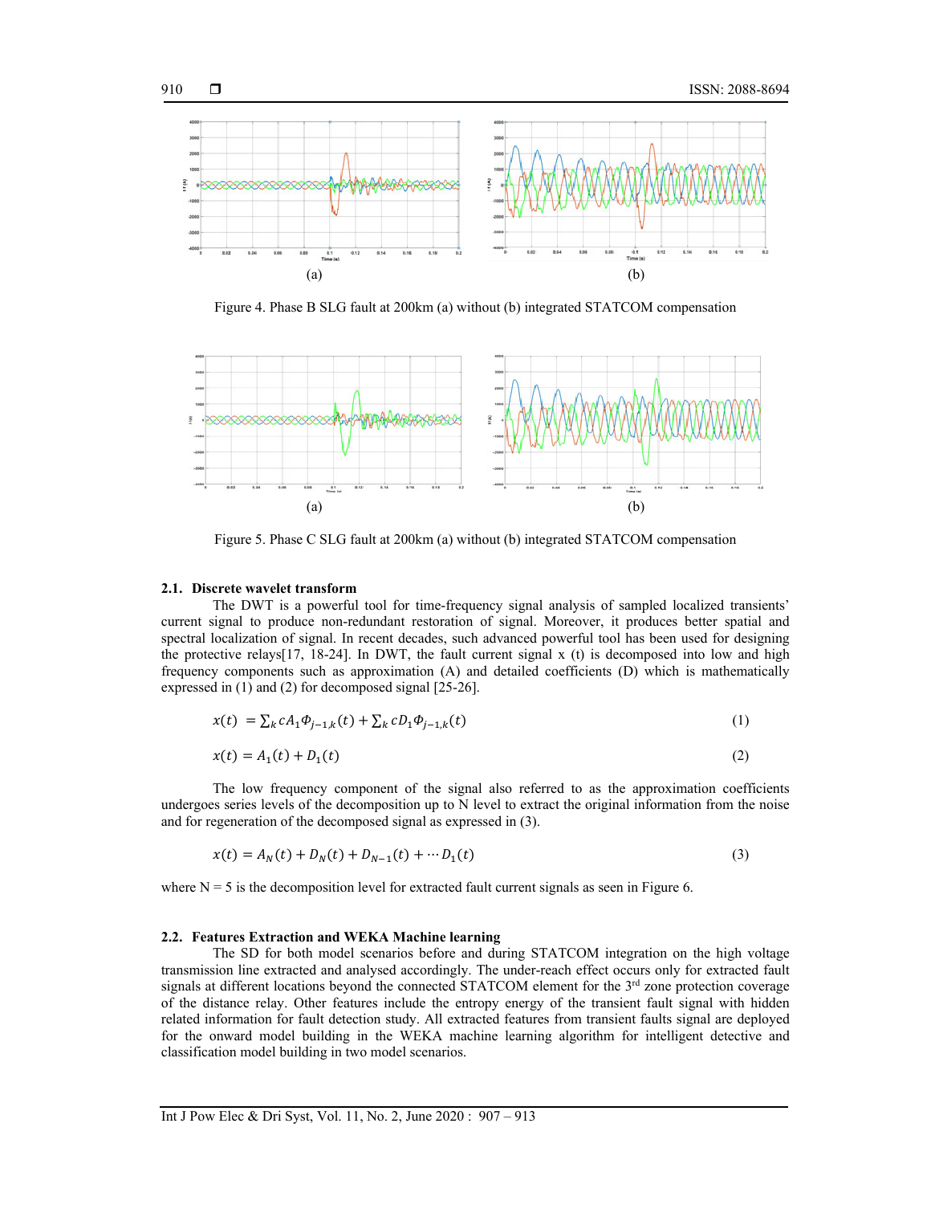Figure 4. Phase B SLG fault at 200km (a) without (b) integrated STATCOM compensation

Figure 5. Phase C SLG fault at 200km (a) without (b) integrated STATCOM compensation

### 2.1. Discrete wavelet transform

The DWT is a powerful tool for time-frequency signal analysis of sampled localized transients' current signal to produce non-redundant restoration of signal. Moreover, it produces better spatial and spectral localization of signal. In recent decades, such advanced powerful tool has been used for designing the protective relays[17, 18-24]. In DWT, the fault current signal x (t) is decomposed into low and high frequency components such as approximation (A) and detailed coefficients (D) which is mathematically expressed in (1) and (2) for decomposed signal [25-26].

$$x(t) = \sum_k cA_1 \Phi_{j-1,k}(t) + \sum_k cD_1 \Phi_{j-1,k}(t) \tag{1}$$

$$x(t) = A_1(t) + D_1(t) \tag{2}$$

The low frequency component of the signal also referred to as the approximation coefficients undergoes series levels of the decomposition up to N level to extract the original information from the noise and for regeneration of the decomposed signal as expressed in (3).

$$x(t) = A_N(t) + D_N(t) + D_{N-1}(t) + \cdots D_1(t) \tag{3}$$

where N = 5 is the decomposition level for extracted fault current signals as seen in Figure 6.

### 2.2. Features Extraction and WEKA Machine learning

The SD for both model scenarios before and during STATCOM integration on the high voltage transmission line extracted and analysed accordingly. The under-reach effect occurs only for extracted fault signals at different locations beyond the connected STATCOM element for the 3rd zone protection coverage of the distance relay. Other features include the entropy energy of the transient fault signal with hidden related information for fault detection study. All extracted features from transient faults signal are deployed for the onward model building in the WEKA machine learning algorithm for intelligent detective and classification model building in two model scenarios.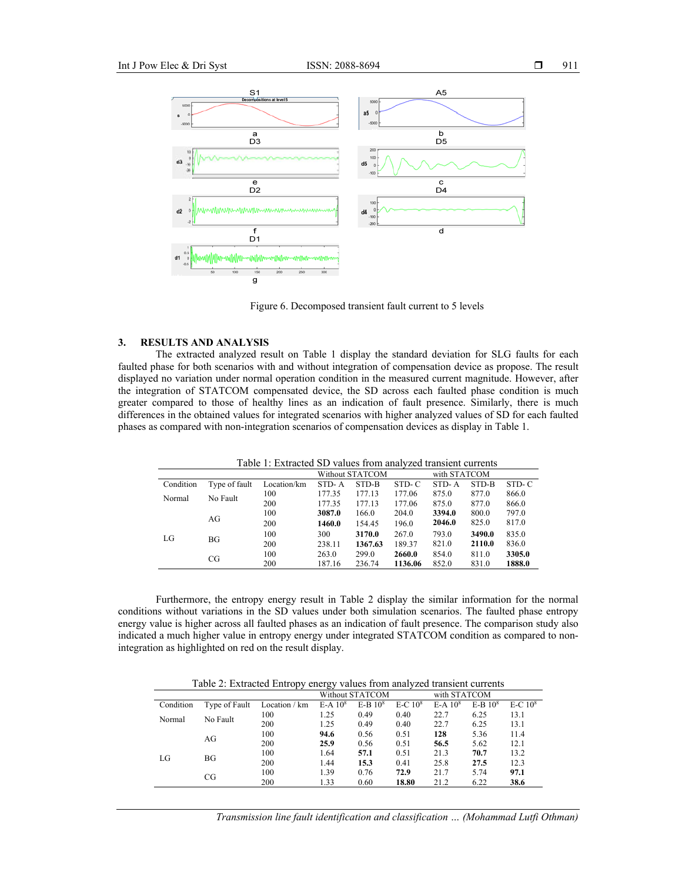Figure 6. Decomposed transient fault current to 5 levels

## 3. RESULTS AND ANALYSIS

The extracted analyzed result on Table 1 display the standard deviation for SLG faults for each faulted phase for both scenarios with and without integration of compensation device as propose. The result displayed no variation under normal operation condition in the measured current magnitude. However, after the integration of STATCOM compensated device, the SD across each faulted phase condition is much greater compared to those of healthy lines as an indication of fault presence. Similarly, there is much differences in the obtained values for integrated scenarios with higher analyzed values of SD for each faulted phases as compared with non-integration scenarios of compensation devices as display in Table 1.

Table 1: Extracted SD values from analyzed transient currents

| | | | Without STATCOM | | | with STATCOM | | |
|---|---|---|---|---|---|---|---|---|
| Condition | Type of fault | Location/km | STD- A | STD-B | STD- C | STD- A | STD-B | STD- C |
| Normal | No Fault | 100 | 177.35 | 177.13 | 177.06 | 875.0 | 877.0 | 866.0 |
| | | 200 | 177.35 | 177.13 | 177.06 | 875.0 | 877.0 | 866.0 |
| LG | AG | 100 | **3087.0** | 166.0 | 204.0 | **3394.0** | 800.0 | 797.0 |
| | | 200 | **1460.0** | 154.45 | 196.0 | **2046.0** | 825.0 | 817.0 |
| | BG | 100 | 300 | **3170.0** | 267.0 | 793.0 | **3490.0** | 835.0 |
| | | 200 | 238.11 | **1367.63** | 189.37 | 821.0 | **2110.0** | 836.0 |
| | CG | 100 | 263.0 | 299.0 | **2660.0** | 854.0 | 811.0 | **3305.0** |
| | | 200 | 187.16 | 236.74 | **1136.06** | 852.0 | 831.0 | **1888.0** |

Furthermore, the entropy energy result in Table 2 display the similar information for the normal conditions without variations in the SD values under both simulation scenarios. The faulted phase entropy energy value is higher across all faulted phases as an indication of fault presence. The comparison study also indicated a much higher value in entropy energy under integrated STATCOM condition as compared to non-integration as highlighted on red on the result display.

Table 2: Extracted Entropy energy values from analyzed transient currents

| | | | Without STATCOM | | | with STATCOM | | |
|---|---|---|---|---|---|---|---|---|
| Condition | Type of Fault | Location / km | E-A $10^8$ | E-B $10^8$ | E-C $10^8$ | E-A $10^8$ | E-B $10^8$ | E-C $10^8$ |
| Normal | No Fault | 100 | 1.25 | 0.49 | 0.40 | 22.7 | 6.25 | 13.1 |
| | | 200 | 1.25 | 0.49 | 0.40 | 22.7 | 6.25 | 13.1 |
| LG | AG | 100 | **94.6** | 0.56 | 0.51 | **128** | 5.36 | 11.4 |
| | | 200 | **25.9** | 0.56 | 0.51 | **56.5** | 5.62 | 12.1 |
| | BG | 100 | 1.64 | **57.1** | 0.51 | 21.3 | **70.7** | 13.2 |
| | | 200 | 1.44 | **15.3** | 0.41 | 25.8 | **27.5** | 12.3 |
| | CG | 100 | 1.39 | 0.76 | **72.9** | 21.7 | 5.74 | **97.1** |
| | | 200 | 1.33 | 0.60 | **18.80** | 21.2 | 6.22 | **38.6** |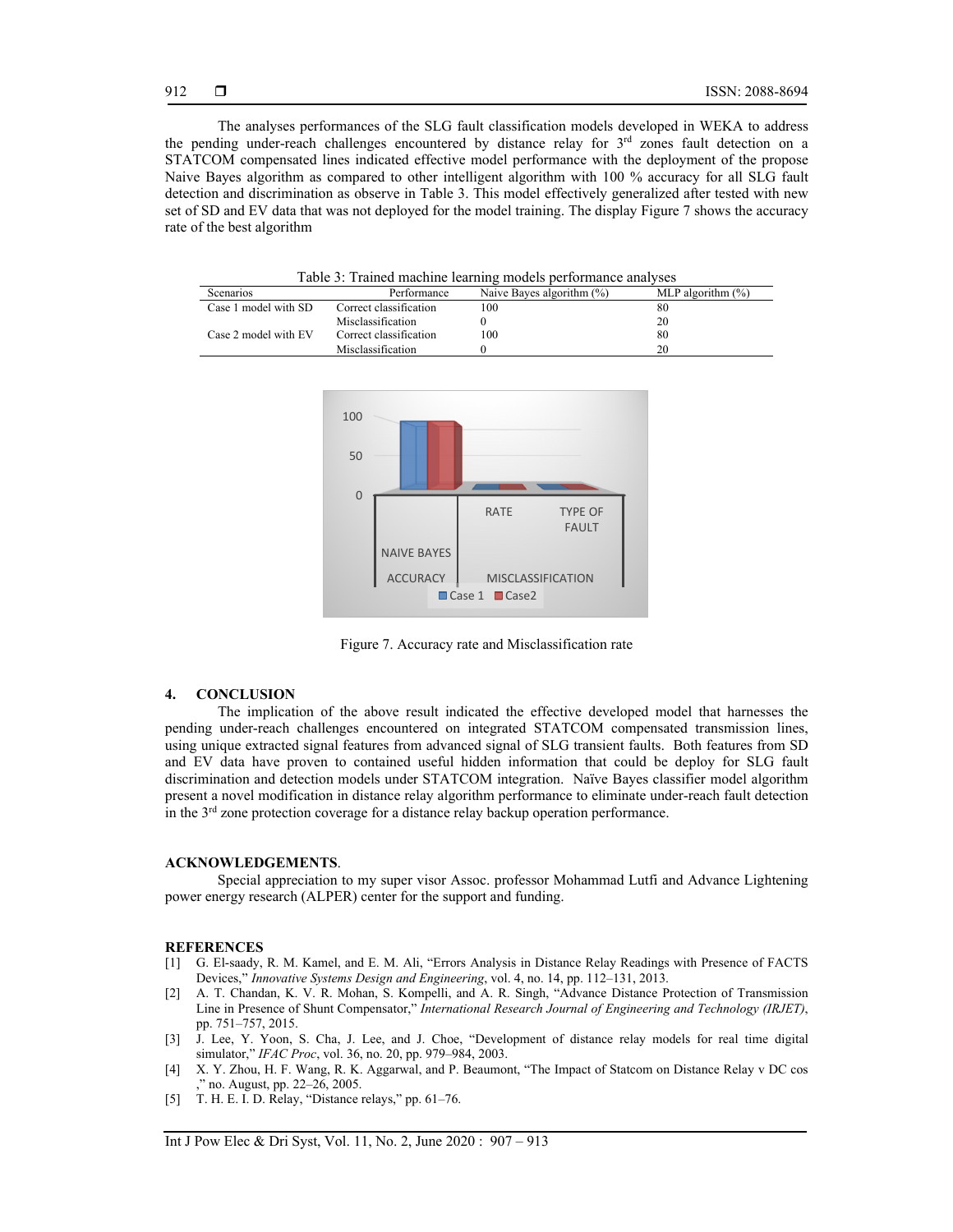The analyses performances of the SLG fault classification models developed in WEKA to address the pending under-reach challenges encountered by distance relay for 3rd zones fault detection on a STATCOM compensated lines indicated effective model performance with the deployment of the propose Naive Bayes algorithm as compared to other intelligent algorithm with 100 % accuracy for all SLG fault detection and discrimination as observe in Table 3. This model effectively generalized after tested with new set of SD and EV data that was not deployed for the model training. The display Figure 7 shows the accuracy rate of the best algorithm

Table 3: Trained machine learning models performance analyses

| Scenarios | Performance | Naive Bayes algorithm (%) | MLP algorithm (%) |
|---|---|---|---|
| Case 1 model with SD | Correct classification | 100 | 80 |
| | Misclassification | 0 | 20 |
| Case 2 model with EV | Correct classification | 100 | 80 |
| | Misclassification | 0 | 20 |

Figure 7. Accuracy rate and Misclassification rate

## 4. CONCLUSION

The implication of the above result indicated the effective developed model that harnesses the pending under-reach challenges encountered on integrated STATCOM compensated transmission lines, using unique extracted signal features from advanced signal of SLG transient faults. Both features from SD and EV data have proven to contained useful hidden information that could be deploy for SLG fault discrimination and detection models under STATCOM integration. Naïve Bayes classifier model algorithm present a novel modification in distance relay algorithm performance to eliminate under-reach fault detection in the 3rd zone protection coverage for a distance relay backup operation performance.

## ACKNOWLEDGEMENTS.

Special appreciation to my super visor Assoc. professor Mohammad Lutfi and Advance Lightening power energy research (ALPER) center for the support and funding.

## REFERENCES

[1] G. El-saady, R. M. Kamel, and E. M. Ali, "Errors Analysis in Distance Relay Readings with Presence of FACTS Devices," *Innovative Systems Design and Engineering*, vol. 4, no. 14, pp. 112–131, 2013.

[2] A. T. Chandan, K. V. R. Mohan, S. Kompelli, and A. R. Singh, "Advance Distance Protection of Transmission Line in Presence of Shunt Compensator," *International Research Journal of Engineering and Technology (IRJET)*, pp. 751–757, 2015.

[3] J. Lee, Y. Yoon, S. Cha, J. Lee, and J. Choe, "Development of distance relay models for real time digital simulator," *IFAC Proc*, vol. 36, no. 20, pp. 979–984, 2003.

[4] X. Y. Zhou, H. F. Wang, R. K. Aggarwal, and P. Beaumont, "The Impact of Statcom on Distance Relay v DC cos ," no. August, pp. 22–26, 2005.

[5] T. H. E. I. D. Relay, "Distance relays," pp. 61–76.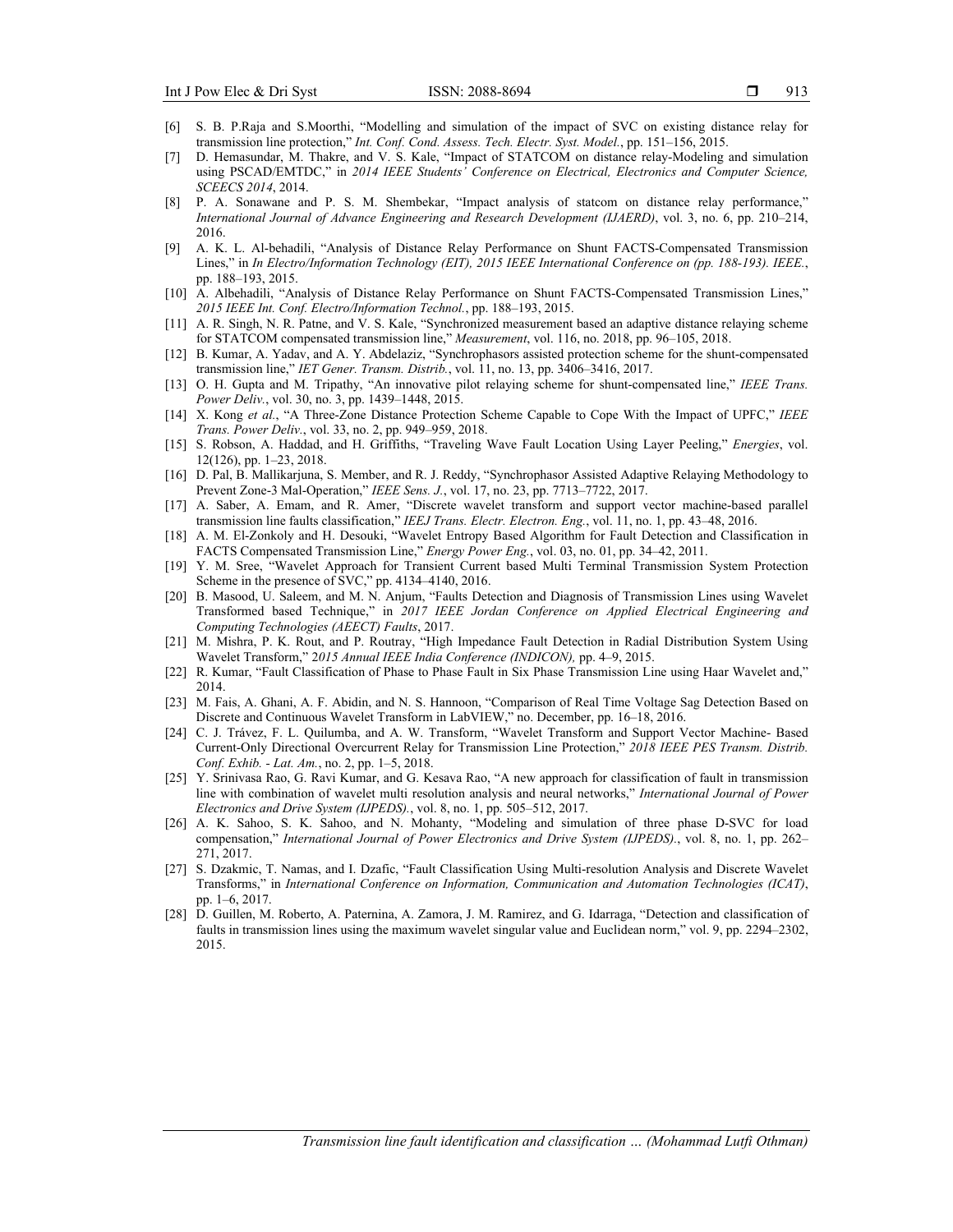[6] S. B. P.Raja and S.Moorthi, "Modelling and simulation of the impact of SVC on existing distance relay for transmission line protection," *Int. Conf. Cond. Assess. Tech. Electr. Syst. Model.*, pp. 151–156, 2015.

[7] D. Hemasundar, M. Thakre, and V. S. Kale, "Impact of STATCOM on distance relay-Modeling and simulation using PSCAD/EMTDC," in *2014 IEEE Students' Conference on Electrical, Electronics and Computer Science, SCEECS 2014*, 2014.

[8] P. A. Sonawane and P. S. M. Shembekar, "Impact analysis of statcom on distance relay performance," *International Journal of Advance Engineering and Research Development (IJAERD)*, vol. 3, no. 6, pp. 210–214, 2016.

[9] A. K. L. Al-behadili, "Analysis of Distance Relay Performance on Shunt FACTS-Compensated Transmission Lines," in *In Electro/Information Technology (EIT), 2015 IEEE International Conference on (pp. 188-193). IEEE.*, pp. 188–193, 2015.

[10] A. Albehadili, "Analysis of Distance Relay Performance on Shunt FACTS-Compensated Transmission Lines," *2015 IEEE Int. Conf. Electro/Information Technol.*, pp. 188–193, 2015.

[11] A. R. Singh, N. R. Patne, and V. S. Kale, "Synchronized measurement based an adaptive distance relaying scheme for STATCOM compensated transmission line," *Measurement*, vol. 116, no. 2018, pp. 96–105, 2018.

[12] B. Kumar, A. Yadav, and A. Y. Abdelaziz, "Synchrophasors assisted protection scheme for the shunt-compensated transmission line," *IET Gener. Transm. Distrib.*, vol. 11, no. 13, pp. 3406–3416, 2017.

[13] O. H. Gupta and M. Tripathy, "An innovative pilot relaying scheme for shunt-compensated line," *IEEE Trans. Power Deliv.*, vol. 30, no. 3, pp. 1439–1448, 2015.

[14] X. Kong *et al.*, "A Three-Zone Distance Protection Scheme Capable to Cope With the Impact of UPFC," *IEEE Trans. Power Deliv.*, vol. 33, no. 2, pp. 949–959, 2018.

[15] S. Robson, A. Haddad, and H. Griffiths, "Traveling Wave Fault Location Using Layer Peeling," *Energies*, vol. 12(126), pp. 1–23, 2018.

[16] D. Pal, B. Mallikarjuna, S. Member, and R. J. Reddy, "Synchrophasor Assisted Adaptive Relaying Methodology to Prevent Zone-3 Mal-Operation," *IEEE Sens. J.*, vol. 17, no. 23, pp. 7713–7722, 2017.

[17] A. Saber, A. Emam, and R. Amer, "Discrete wavelet transform and support vector machine-based parallel transmission line faults classification," *IEEJ Trans. Electr. Electron. Eng.*, vol. 11, no. 1, pp. 43–48, 2016.

[18] A. M. El-Zonkoly and H. Desouki, "Wavelet Entropy Based Algorithm for Fault Detection and Classification in FACTS Compensated Transmission Line," *Energy Power Eng.*, vol. 03, no. 01, pp. 34–42, 2011.

[19] Y. M. Sree, "Wavelet Approach for Transient Current based Multi Terminal Transmission System Protection Scheme in the presence of SVC," pp. 4134–4140, 2016.

[20] B. Masood, U. Saleem, and M. N. Anjum, "Faults Detection and Diagnosis of Transmission Lines using Wavelet Transformed based Technique," in *2017 IEEE Jordan Conference on Applied Electrical Engineering and Computing Technologies (AEECT) Faults*, 2017.

[21] M. Mishra, P. K. Rout, and P. Routray, "High Impedance Fault Detection in Radial Distribution System Using Wavelet Transform," 2*015 Annual IEEE India Conference (INDICON),* pp. 4–9, 2015.

[22] R. Kumar, "Fault Classification of Phase to Phase Fault in Six Phase Transmission Line using Haar Wavelet and," 2014.

[23] M. Fais, A. Ghani, A. F. Abidin, and N. S. Hannoon, "Comparison of Real Time Voltage Sag Detection Based on Discrete and Continuous Wavelet Transform in LabVIEW," no. December, pp. 16–18, 2016.

[24] C. J. Trávez, F. L. Quilumba, and A. W. Transform, "Wavelet Transform and Support Vector Machine- Based Current-Only Directional Overcurrent Relay for Transmission Line Protection," *2018 IEEE PES Transm. Distrib. Conf. Exhib. - Lat. Am.*, no. 2, pp. 1–5, 2018.

[25] Y. Srinivasa Rao, G. Ravi Kumar, and G. Kesava Rao, "A new approach for classification of fault in transmission line with combination of wavelet multi resolution analysis and neural networks," *International Journal of Power Electronics and Drive System (IJPEDS).*, vol. 8, no. 1, pp. 505–512, 2017.

[26] A. K. Sahoo, S. K. Sahoo, and N. Mohanty, "Modeling and simulation of three phase D-SVC for load compensation," *International Journal of Power Electronics and Drive System (IJPEDS).*, vol. 8, no. 1, pp. 262–271, 2017.

[27] S. Dzakmic, T. Namas, and I. Dzafic, "Fault Classification Using Multi-resolution Analysis and Discrete Wavelet Transforms," in *International Conference on Information, Communication and Automation Technologies (ICAT)*, pp. 1–6, 2017.

[28] D. Guillen, M. Roberto, A. Paternina, A. Zamora, J. M. Ramirez, and G. Idarraga, "Detection and classification of faults in transmission lines using the maximum wavelet singular value and Euclidean norm," vol. 9, pp. 2294–2302, 2015.